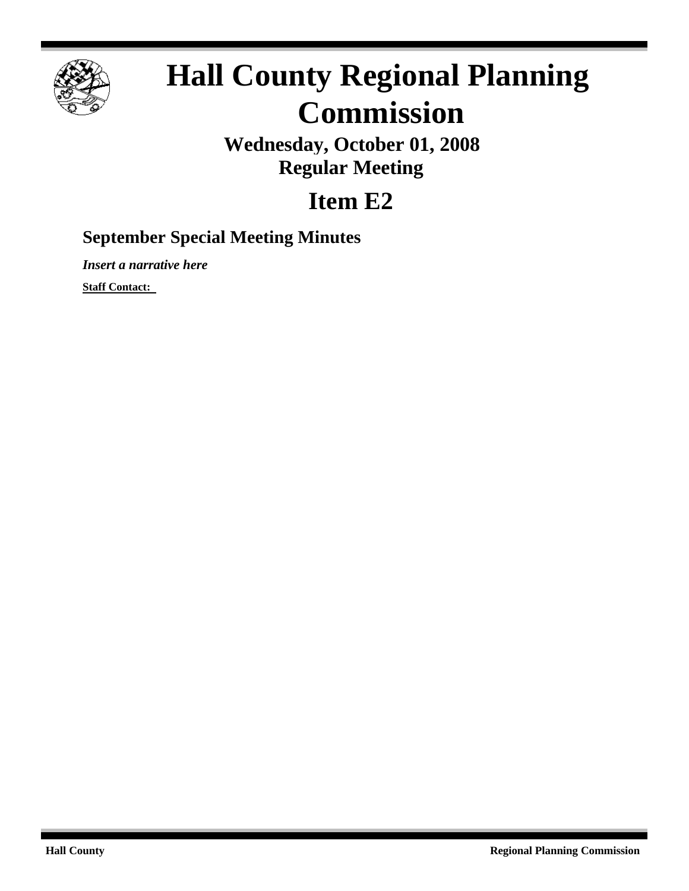# Hall County Regional Planning Commission

## Wednesday, October 01, 2008
## Regular Meeting

# Item E2

### September Special Meeting Minutes

***Insert a narrative here***

**Staff Contact:**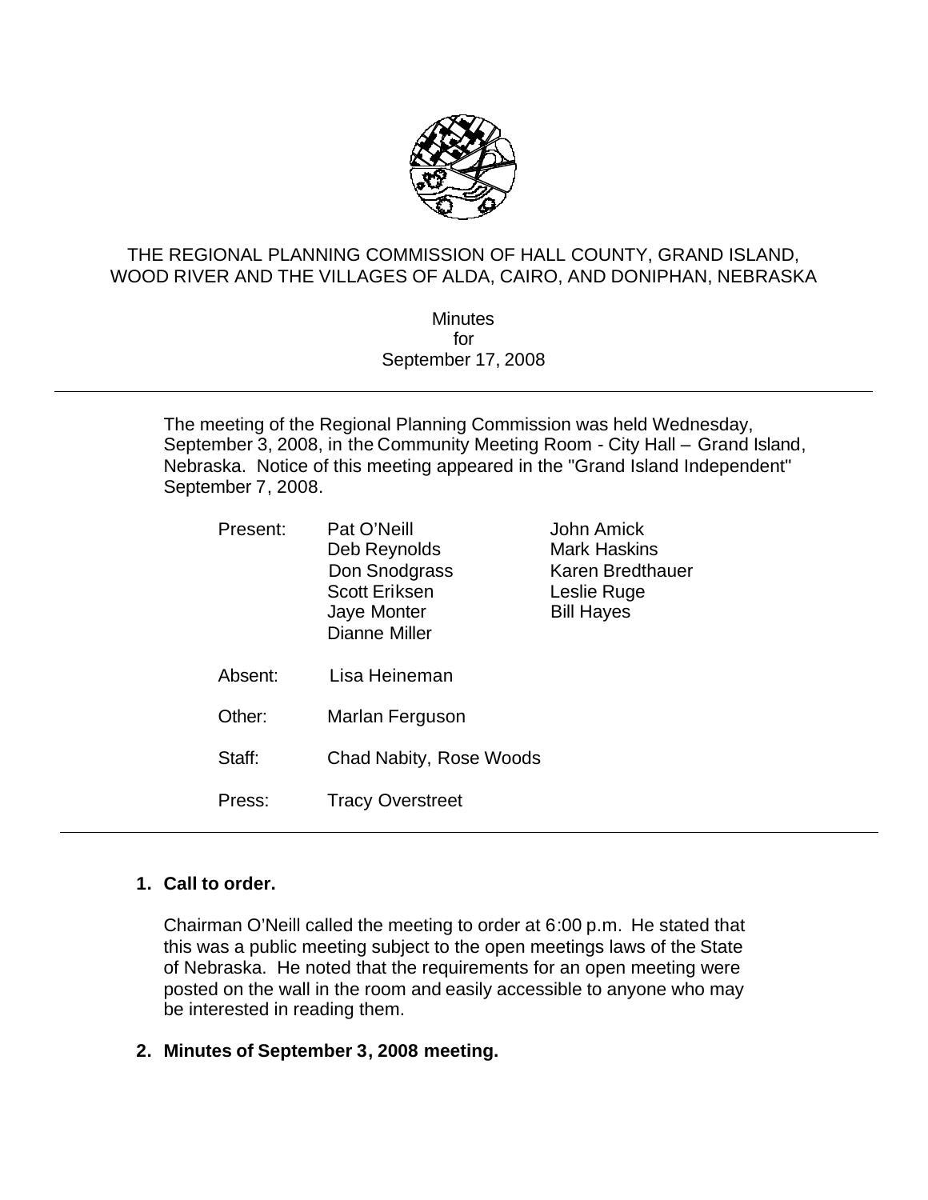THE REGIONAL PLANNING COMMISSION OF HALL COUNTY, GRAND ISLAND, WOOD RIVER AND THE VILLAGES OF ALDA, CAIRO, AND DONIPHAN, NEBRASKA

Minutes
for
September 17, 2008

---

The meeting of the Regional Planning Commission was held Wednesday, September 3, 2008, in the Community Meeting Room - City Hall – Grand Island, Nebraska. Notice of this meeting appeared in the "Grand Island Independent" September 7, 2008.

| | | |
|---|---|---|
| Present: | Pat O'Neill | John Amick |
| | Deb Reynolds | Mark Haskins |
| | Don Snodgrass | Karen Bredthauer |
| | Scott Eriksen | Leslie Ruge |
| | Jaye Monter | Bill Hayes |
| | Dianne Miller | |
| Absent: | Lisa Heineman | |
| Other: | Marlan Ferguson | |
| Staff: | Chad Nabity, Rose Woods | |
| Press: | Tracy Overstreet | |

---

**1. Call to order.**

Chairman O'Neill called the meeting to order at 6:00 p.m. He stated that this was a public meeting subject to the open meetings laws of the State of Nebraska. He noted that the requirements for an open meeting were posted on the wall in the room and easily accessible to anyone who may be interested in reading them.

**2. Minutes of September 3, 2008 meeting.**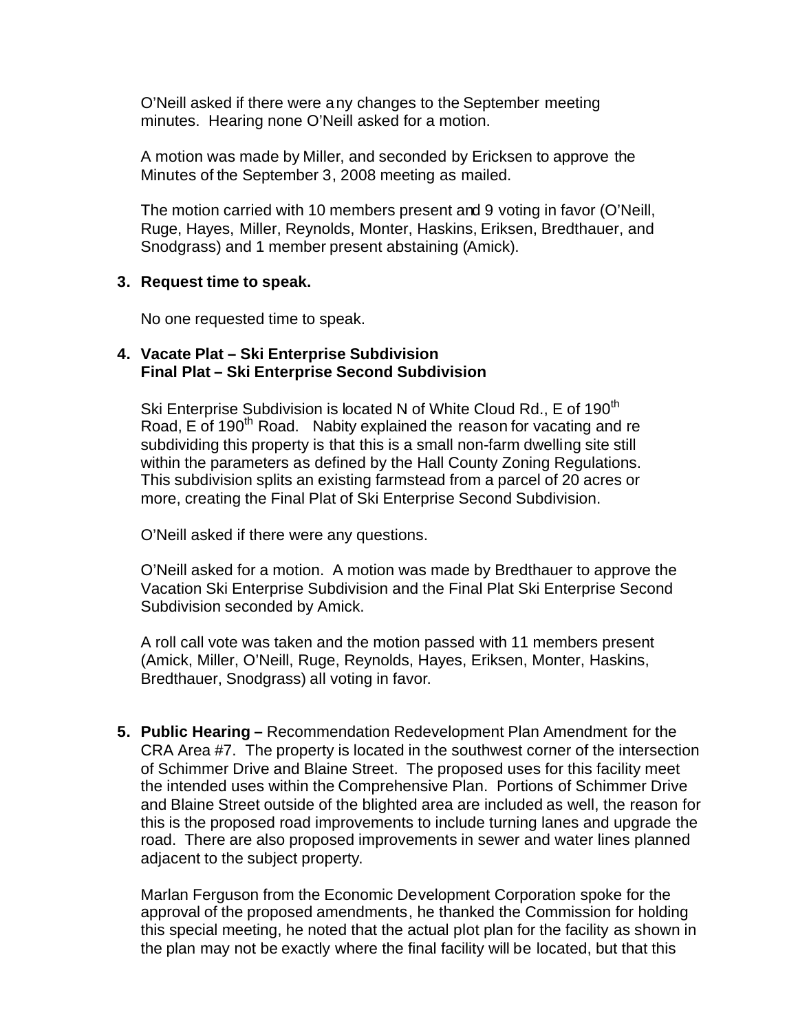O'Neill asked if there were any changes to the September meeting minutes. Hearing none O'Neill asked for a motion.

A motion was made by Miller, and seconded by Ericksen to approve the Minutes of the September 3, 2008 meeting as mailed.

The motion carried with 10 members present and 9 voting in favor (O'Neill, Ruge, Hayes, Miller, Reynolds, Monter, Haskins, Eriksen, Bredthauer, and Snodgrass) and 1 member present abstaining (Amick).

**3. Request time to speak.**

No one requested time to speak.

**4. Vacate Plat – Ski Enterprise Subdivision**
**Final Plat – Ski Enterprise Second Subdivision**

Ski Enterprise Subdivision is located N of White Cloud Rd., E of 190th Road, E of 190th Road. Nabity explained the reason for vacating and re subdividing this property is that this is a small non-farm dwelling site still within the parameters as defined by the Hall County Zoning Regulations. This subdivision splits an existing farmstead from a parcel of 20 acres or more, creating the Final Plat of Ski Enterprise Second Subdivision.

O'Neill asked if there were any questions.

O'Neill asked for a motion. A motion was made by Bredthauer to approve the Vacation Ski Enterprise Subdivision and the Final Plat Ski Enterprise Second Subdivision seconded by Amick.

A roll call vote was taken and the motion passed with 11 members present (Amick, Miller, O'Neill, Ruge, Reynolds, Hayes, Eriksen, Monter, Haskins, Bredthauer, Snodgrass) all voting in favor.

**5. Public Hearing –** Recommendation Redevelopment Plan Amendment for the CRA Area #7. The property is located in the southwest corner of the intersection of Schimmer Drive and Blaine Street. The proposed uses for this facility meet the intended uses within the Comprehensive Plan. Portions of Schimmer Drive and Blaine Street outside of the blighted area are included as well, the reason for this is the proposed road improvements to include turning lanes and upgrade the road. There are also proposed improvements in sewer and water lines planned adjacent to the subject property.

Marlan Ferguson from the Economic Development Corporation spoke for the approval of the proposed amendments, he thanked the Commission for holding this special meeting, he noted that the actual plot plan for the facility as shown in the plan may not be exactly where the final facility will be located, but that this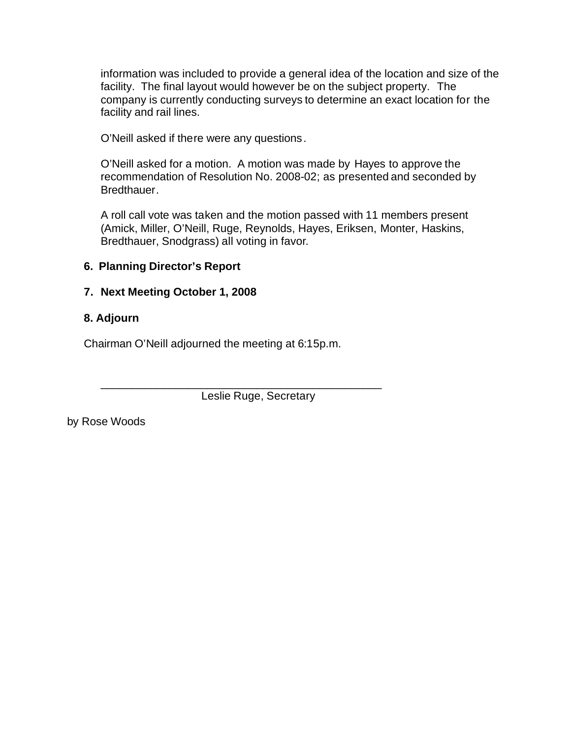information was included to provide a general idea of the location and size of the facility. The final layout would however be on the subject property. The company is currently conducting surveys to determine an exact location for the facility and rail lines.

O'Neill asked if there were any questions.

O'Neill asked for a motion. A motion was made by Hayes to approve the recommendation of Resolution No. 2008-02; as presented and seconded by Bredthauer.

A roll call vote was taken and the motion passed with 11 members present (Amick, Miller, O'Neill, Ruge, Reynolds, Hayes, Eriksen, Monter, Haskins, Bredthauer, Snodgrass) all voting in favor.

**6. Planning Director's Report**

**7. Next Meeting October 1, 2008**

**8. Adjourn**

Chairman O'Neill adjourned the meeting at 6:15p.m.

\_\_\_\_\_\_\_\_\_\_\_\_\_\_\_\_\_\_\_\_\_\_\_\_\_\_\_\_\_\_\_\_\_\_\_\_\_\_\_\_\_\_\_\_\_\_

Leslie Ruge, Secretary

by Rose Woods